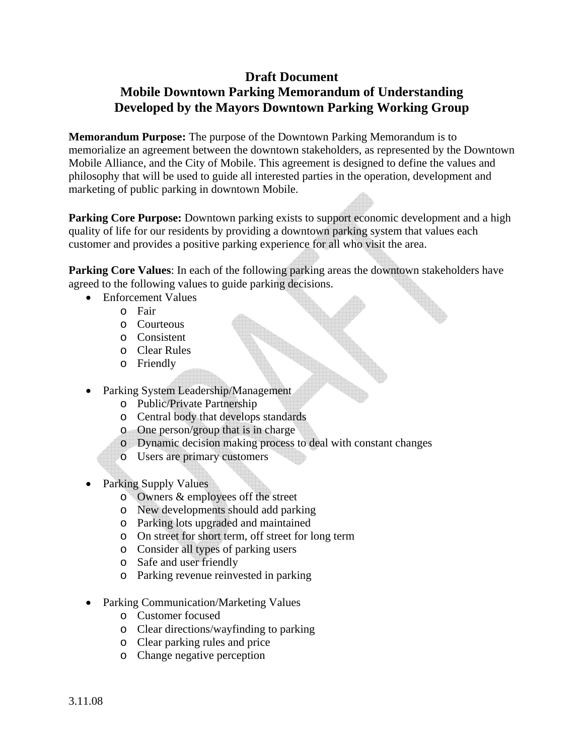# Draft Document
# Mobile Downtown Parking Memorandum of Understanding
# Developed by the Mayors Downtown Parking Working Group

**Memorandum Purpose:** The purpose of the Downtown Parking Memorandum is to memorialize an agreement between the downtown stakeholders, as represented by the Downtown Mobile Alliance, and the City of Mobile. This agreement is designed to define the values and philosophy that will be used to guide all interested parties in the operation, development and marketing of public parking in downtown Mobile.

**Parking Core Purpose:** Downtown parking exists to support economic development and a high quality of life for our residents by providing a downtown parking system that values each customer and provides a positive parking experience for all who visit the area.

**Parking Core Values**: In each of the following parking areas the downtown stakeholders have agreed to the following values to guide parking decisions.

- Enforcement Values
  - Fair
  - Courteous
  - Consistent
  - Clear Rules
  - Friendly

- Parking System Leadership/Management
  - Public/Private Partnership
  - Central body that develops standards
  - One person/group that is in charge
  - Dynamic decision making process to deal with constant changes
  - Users are primary customers

- Parking Supply Values
  - Owners & employees off the street
  - New developments should add parking
  - Parking lots upgraded and maintained
  - On street for short term, off street for long term
  - Consider all types of parking users
  - Safe and user friendly
  - Parking revenue reinvested in parking

- Parking Communication/Marketing Values
  - Customer focused
  - Clear directions/wayfinding to parking
  - Clear parking rules and price
  - Change negative perception

3.11.08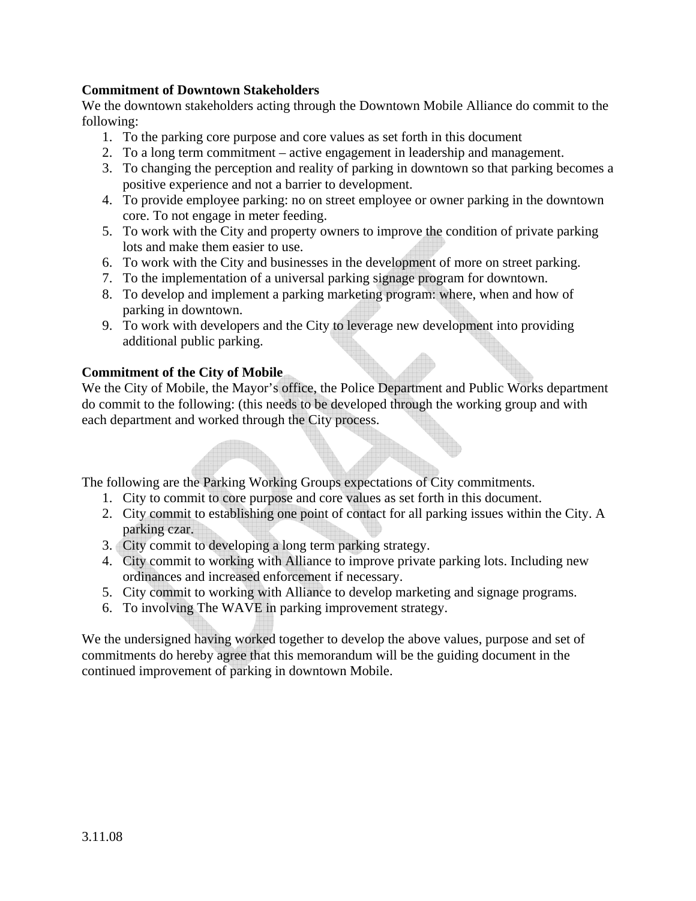**Commitment of Downtown Stakeholders**

We the downtown stakeholders acting through the Downtown Mobile Alliance do commit to the following:

1. To the parking core purpose and core values as set forth in this document
2. To a long term commitment – active engagement in leadership and management.
3. To changing the perception and reality of parking in downtown so that parking becomes a positive experience and not a barrier to development.
4. To provide employee parking: no on street employee or owner parking in the downtown core. To not engage in meter feeding.
5. To work with the City and property owners to improve the condition of private parking lots and make them easier to use.
6. To work with the City and businesses in the development of more on street parking.
7. To the implementation of a universal parking signage program for downtown.
8. To develop and implement a parking marketing program: where, when and how of parking in downtown.
9. To work with developers and the City to leverage new development into providing additional public parking.

**Commitment of the City of Mobile**

We the City of Mobile, the Mayor's office, the Police Department and Public Works department do commit to the following: (this needs to be developed through the working group and with each department and worked through the City process.

The following are the Parking Working Groups expectations of City commitments.

1. City to commit to core purpose and core values as set forth in this document.
2. City commit to establishing one point of contact for all parking issues within the City. A parking czar.
3. City commit to developing a long term parking strategy.
4. City commit to working with Alliance to improve private parking lots. Including new ordinances and increased enforcement if necessary.
5. City commit to working with Alliance to develop marketing and signage programs.
6. To involving The WAVE in parking improvement strategy.

We the undersigned having worked together to develop the above values, purpose and set of commitments do hereby agree that this memorandum will be the guiding document in the continued improvement of parking in downtown Mobile.

3.11.08